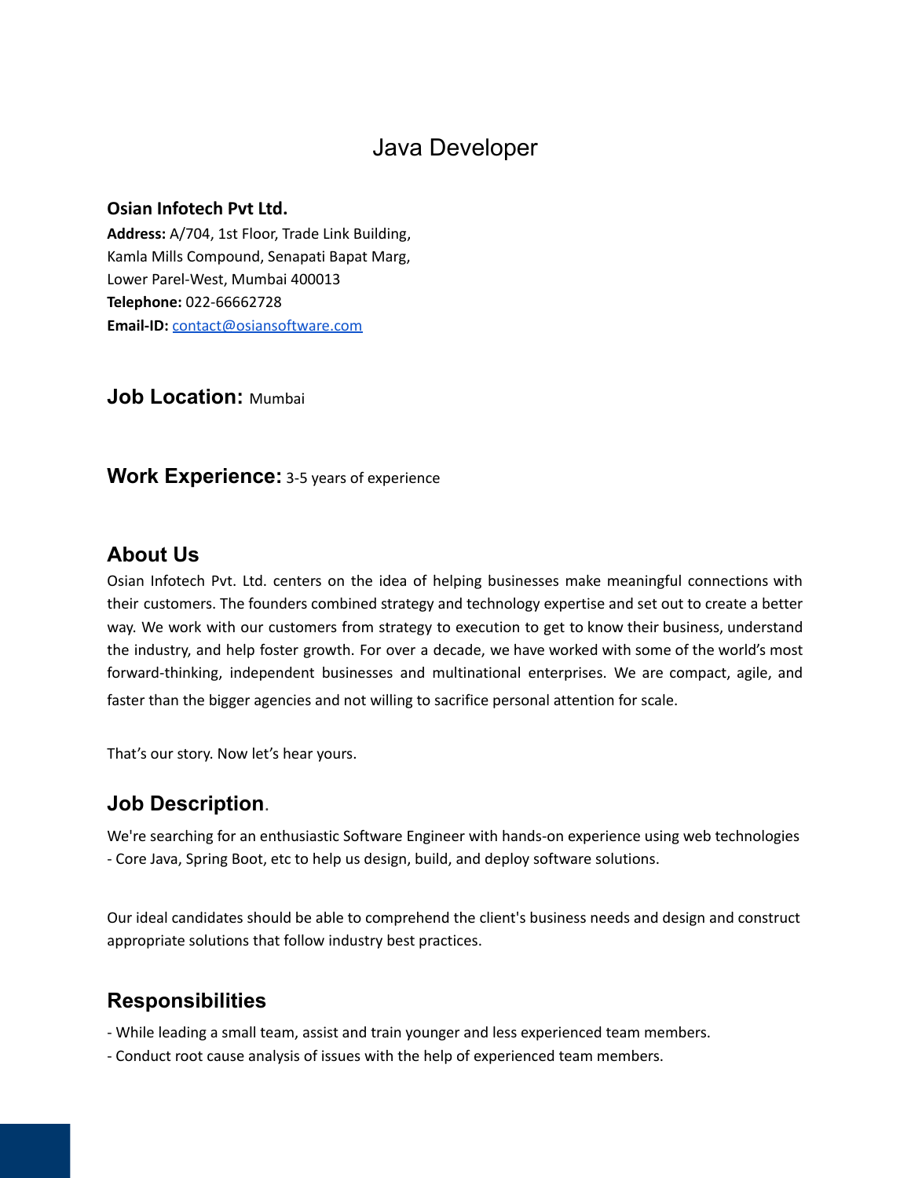# Java Developer

**Osian Infotech Pvt Ltd.**
**Address:** A/704, 1st Floor, Trade Link Building,
Kamla Mills Compound, Senapati Bapat Marg,
Lower Parel-West, Mumbai 400013
**Telephone:** 022-66662728
**Email-ID:** contact@osiansoftware.com

## Job Location: Mumbai

## Work Experience: 3-5 years of experience

## About Us

Osian Infotech Pvt. Ltd. centers on the idea of helping businesses make meaningful connections with their customers. The founders combined strategy and technology expertise and set out to create a better way. We work with our customers from strategy to execution to get to know their business, understand the industry, and help foster growth. For over a decade, we have worked with some of the world's most forward-thinking, independent businesses and multinational enterprises. We are compact, agile, and faster than the bigger agencies and not willing to sacrifice personal attention for scale.

That's our story. Now let's hear yours.

## Job Description.

We're searching for an enthusiastic Software Engineer with hands-on experience using web technologies - Core Java, Spring Boot, etc to help us design, build, and deploy software solutions.

Our ideal candidates should be able to comprehend the client's business needs and design and construct appropriate solutions that follow industry best practices.

## Responsibilities

- While leading a small team, assist and train younger and less experienced team members.
- Conduct root cause analysis of issues with the help of experienced team members.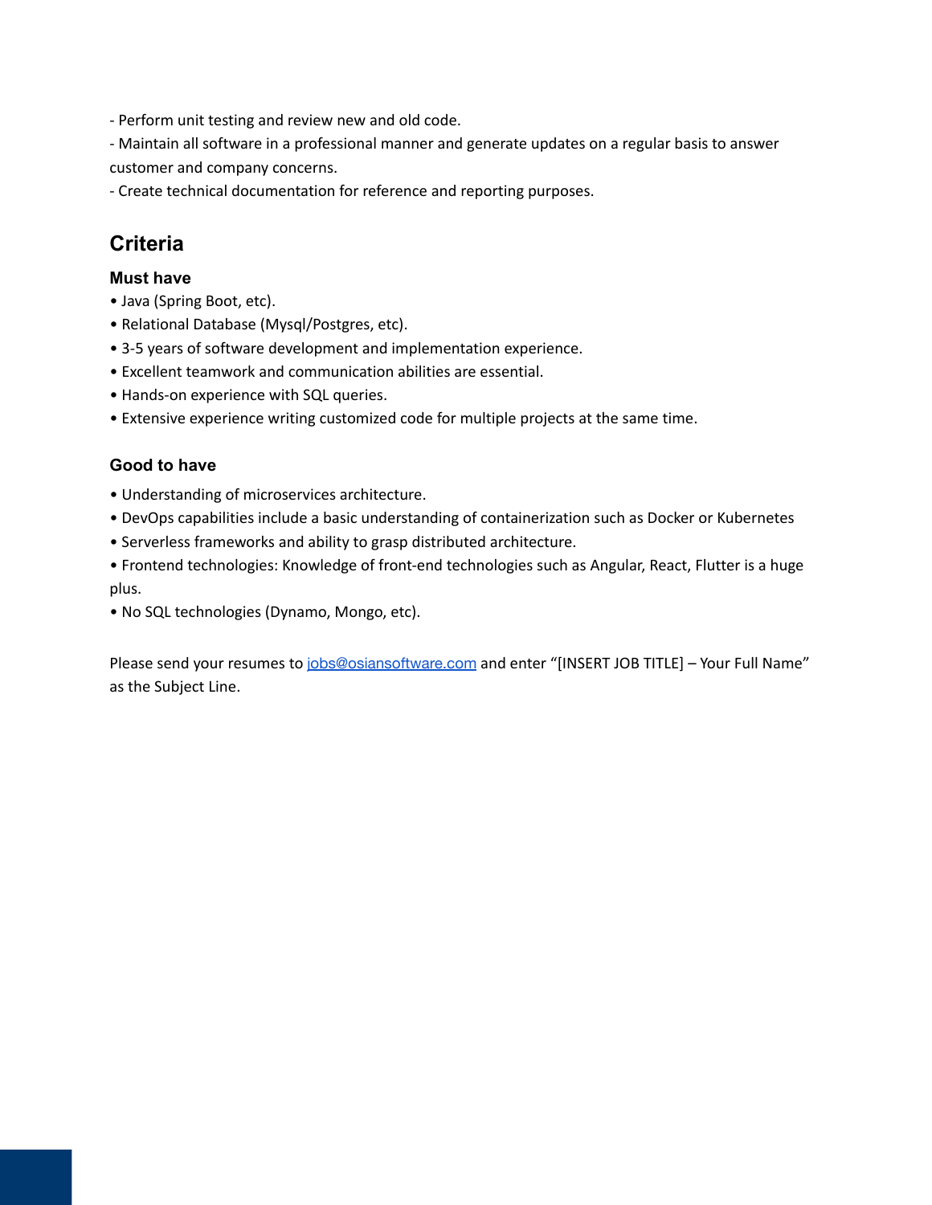- Perform unit testing and review new and old code.
- Maintain all software in a professional manner and generate updates on a regular basis to answer customer and company concerns.
- Create technical documentation for reference and reporting purposes.

## Criteria

### Must have

• Java (Spring Boot, etc).
• Relational Database (Mysql/Postgres, etc).
• 3-5 years of software development and implementation experience.
• Excellent teamwork and communication abilities are essential.
• Hands-on experience with SQL queries.
• Extensive experience writing customized code for multiple projects at the same time.

### Good to have

• Understanding of microservices architecture.
• DevOps capabilities include a basic understanding of containerization such as Docker or Kubernetes
• Serverless frameworks and ability to grasp distributed architecture.
• Frontend technologies: Knowledge of front-end technologies such as Angular, React, Flutter is a huge plus.
• No SQL technologies (Dynamo, Mongo, etc).

Please send your resumes to jobs@osiansoftware.com and enter "[INSERT JOB TITLE] – Your Full Name" as the Subject Line.